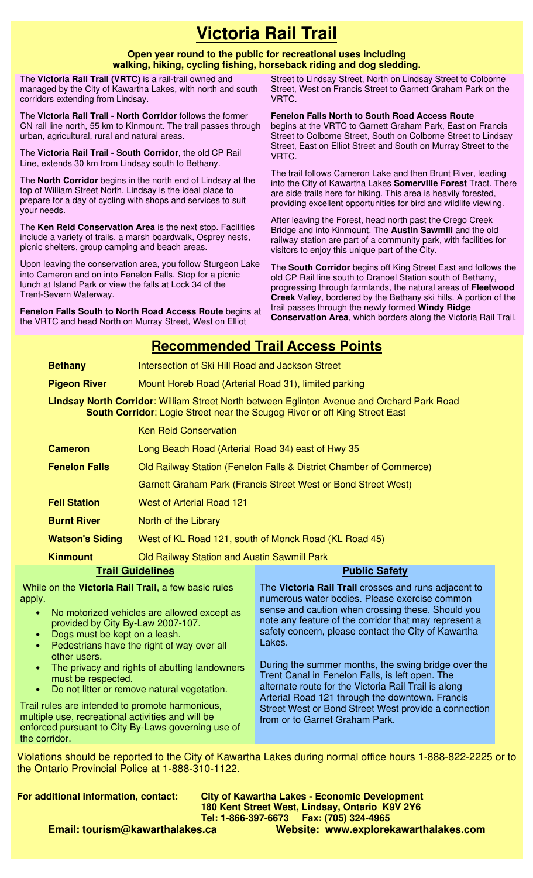# Victoria Rail Trail

**Open year round to the public for recreational uses including walking, hiking, cycling fishing, horseback riding and dog sledding.**

The **Victoria Rail Trail (VRTC)** is a rail-trail owned and managed by the City of Kawartha Lakes, with north and south corridors extending from Lindsay.

The **Victoria Rail Trail - North Corridor** follows the former CN rail line north, 55 km to Kinmount. The trail passes through urban, agricultural, rural and natural areas.

The **Victoria Rail Trail - South Corridor**, the old CP Rail Line, extends 30 km from Lindsay south to Bethany.

The **North Corridor** begins in the north end of Lindsay at the top of William Street North. Lindsay is the ideal place to prepare for a day of cycling with shops and services to suit your needs.

The **Ken Reid Conservation Area** is the next stop. Facilities include a variety of trails, a marsh boardwalk, Osprey nests, picnic shelters, group camping and beach areas.

Upon leaving the conservation area, you follow Sturgeon Lake into Cameron and on into Fenelon Falls. Stop for a picnic lunch at Island Park or view the falls at Lock 34 of the Trent-Severn Waterway.

**Fenelon Falls South to North Road Access Route** begins at the VRTC and head North on Murray Street, West on Elliot Street to Lindsay Street, North on Lindsay Street to Colborne Street, West on Francis Street to Garnett Graham Park on the VRTC.

**Fenelon Falls North to South Road Access Route** begins at the VRTC to Garnett Graham Park, East on Francis Street to Colborne Street, South on Colborne Street to Lindsay Street, East on Elliot Street and South on Murray Street to the VRTC.

The trail follows Cameron Lake and then Brunt River, leading into the City of Kawartha Lakes **Somerville Forest** Tract. There are side trails here for hiking. This area is heavily forested, providing excellent opportunities for bird and wildlife viewing.

After leaving the Forest, head north past the Crego Creek Bridge and into Kinmount. The **Austin Sawmill** and the old railway station are part of a community park, with facilities for visitors to enjoy this unique part of the City.

The **South Corridor** begins off King Street East and follows the old CP Rail line south to Dranoel Station south of Bethany, progressing through farmlands, the natural areas of **Fleetwood Creek** Valley, bordered by the Bethany ski hills. A portion of the trail passes through the newly formed **Windy Ridge Conservation Area**, which borders along the Victoria Rail Trail.

## Recommended Trail Access Points

| | |
|---|---|
| **Bethany** | Intersection of Ski Hill Road and Jackson Street |
| **Pigeon River** | Mount Horeb Road (Arterial Road 31), limited parking |
| **Lindsay North Corridor**: William Street North between Eglinton Avenue and Orchard Park Road | |
| **South Corridor**: Logie Street near the Scugog River or off King Street East | |
| | Ken Reid Conservation |
| **Cameron** | Long Beach Road (Arterial Road 34) east of Hwy 35 |
| **Fenelon Falls** | Old Railway Station (Fenelon Falls & District Chamber of Commerce) |
| | Garnett Graham Park (Francis Street West or Bond Street West) |
| **Fell Station** | West of Arterial Road 121 |
| **Burnt River** | North of the Library |
| **Watson's Siding** | West of KL Road 121, south of Monck Road (KL Road 45) |
| **Kinmount** | Old Railway Station and Austin Sawmill Park |

### Trail Guidelines

While on the **Victoria Rail Trail**, a few basic rules apply.

- No motorized vehicles are allowed except as provided by City By-Law 2007-107.
- Dogs must be kept on a leash.
- Pedestrians have the right of way over all other users.
- The privacy and rights of abutting landowners must be respected.
- Do not litter or remove natural vegetation.

Trail rules are intended to promote harmonious, multiple use, recreational activities and will be enforced pursuant to City By-Laws governing use of the corridor.

### Public Safety

The **Victoria Rail Trail** crosses and runs adjacent to numerous water bodies. Please exercise common sense and caution when crossing these. Should you note any feature of the corridor that may represent a safety concern, please contact the City of Kawartha Lakes.

During the summer months, the swing bridge over the Trent Canal in Fenelon Falls, is left open. The alternate route for the Victoria Rail Trail is along Arterial Road 121 through the downtown. Francis Street West or Bond Street West provide a connection from or to Garnet Graham Park.

Violations should be reported to the City of Kawartha Lakes during normal office hours 1-888-822-2225 or to the Ontario Provincial Police at 1-888-310-1122.

**For additional information, contact:** **City of Kawartha Lakes - Economic Development**
**180 Kent Street West, Lindsay, Ontario K9V 2Y6**
**Tel: 1-866-397-6673 Fax: (705) 324-4965**
**Email: tourism@kawarthalakes.ca** **Website: www.explorekawarthalakes.com**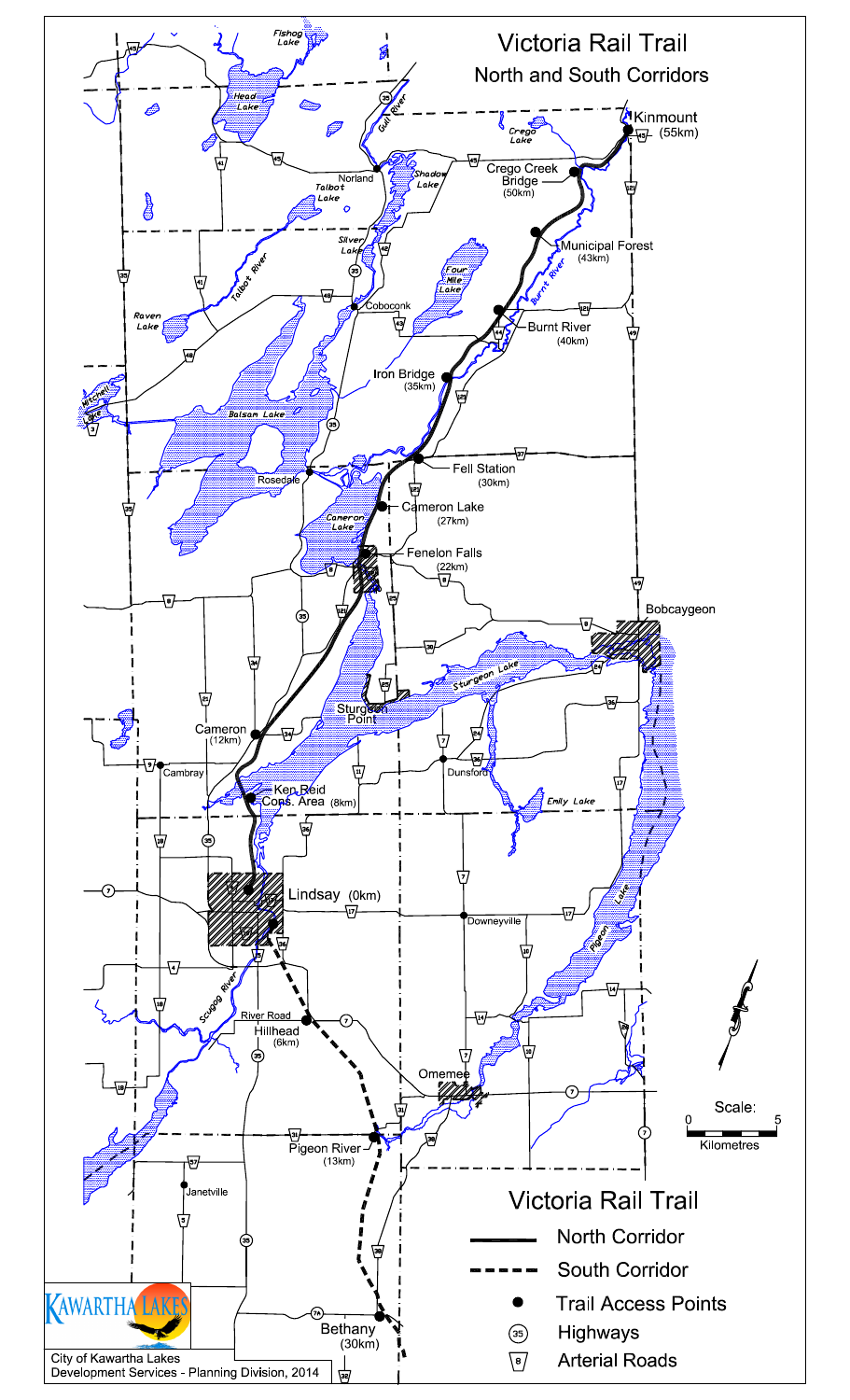# Victoria Rail Trail

## North and South Corridors

Kinmount (55km)

Crego Creek Bridge (50km)

Municipal Forest (43km)

Burnt River (40km)

Iron Bridge (35km)

Fell Station (30km)

Cameron Lake (27km)

Fenelon Falls (22km)

Bobcaygeon

Sturgeon Point

Cameron (12km)

Ken Reid Cons. Area (8km)

Lindsay (0km)

Hillhead (6km)

Omemee

Pigeon River (13km)

Bethany (30km)

Fishog Lake, Head Lake, Gull River, Shadow Lake, Talbot Lake, Norland, Crego Lake, Silver Lake, Four Mile Lake, Burnt River, Talbot River, Raven Lake, Coboconk, Mitchell Lake, Balsam Lake, Rosedale, Cameron Lake, Sturgeon Lake, Cambray, Dunsford, Emily Lake, Downeyville, Pigeon Lake, Scugog River, River Road, Janetville

Scale: 0 – 5 Kilometres

## Victoria Rail Trail

- North Corridor
- South Corridor
- Trail Access Points
- Highways
- Arterial Roads

KAWARTHA LAKES

City of Kawartha Lakes
Development Services - Planning Division, 2014